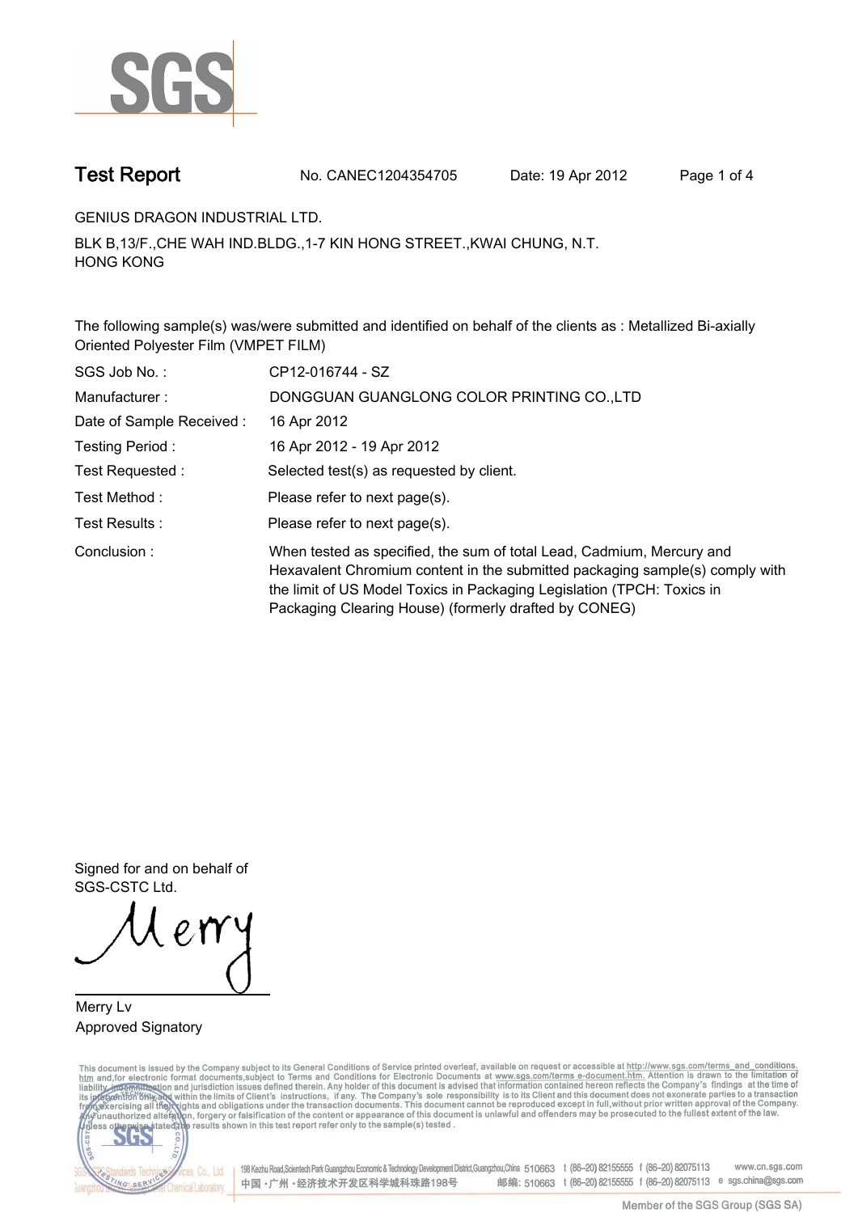# Test Report

No. CANEC1204354705 Date: 19 Apr 2012

GENIUS DRAGON INDUSTRIAL LTD.

BLK B,13/F.,CHE WAH IND.BLDG.,1-7 KIN HONG STREET.,KWAI CHUNG, N.T.
HONG KONG

The following sample(s) was/were submitted and identified on behalf of the clients as : Metallized Bi-axially Oriented Polyester Film (VMPET FILM)

| | |
|---|---|
| SGS Job No. : | CP12-016744 - SZ |
| Manufacturer : | DONGGUAN GUANGLONG COLOR PRINTING CO.,LTD |
| Date of Sample Received : | 16 Apr 2012 |
| Testing Period : | 16 Apr 2012 - 19 Apr 2012 |
| Test Requested : | Selected test(s) as requested by client. |
| Test Method : | Please refer to next page(s). |
| Test Results : | Please refer to next page(s). |
| Conclusion : | When tested as specified, the sum of total Lead, Cadmium, Mercury and Hexavalent Chromium content in the submitted packaging sample(s) comply with the limit of US Model Toxics in Packaging Legislation (TPCH: Toxics in Packaging Clearing House) (formerly drafted by CONEG) |

Signed for and on behalf of
SGS-CSTC Ltd.

Merry Lv
Approved Signatory

This document is issued by the Company subject to its General Conditions of Service printed overleaf, available on request or accessible at http://www.sgs.com/terms_and_conditions.htm and,for electronic format documents,subject to Terms and Conditions for Electronic Documents at www.sgs.com/terms_e-document.htm. Attention is drawn to the limitation of liability, indemnification and jurisdiction issues defined therein. Any holder of this document is advised that information contained hereon reflects the Company's findings at the time of its intervention only and within the limits of Client's instructions, if any. The Company's sole responsibility is to its Client and this document does not exonerate parties to a transaction from exercising all their rights and obligations under the transaction documents. This document cannot be reproduced except in full,without prior written approval of the Company. Any unauthorized alteration, forgery or falsification of the content or appearance of this document is unlawful and offenders may be prosecuted to the fullest extent of the law. Unless otherwise stated the results shown in this test report refer only to the sample(s) tested .

198 Kezhu Road,Scientech Park Guangzhou Economic & Technology Development District,Guangzhou,China 510663 t (86-20) 82155555 f (86-20) 82075113 www.cn.sgs.com
中国・广州・经济技术开发区科学城科珠路198号 邮编: 510663 t (86-20) 82155555 f (86-20) 82075113 e sgs.china@sgs.com

Member of the SGS Group (SGS SA)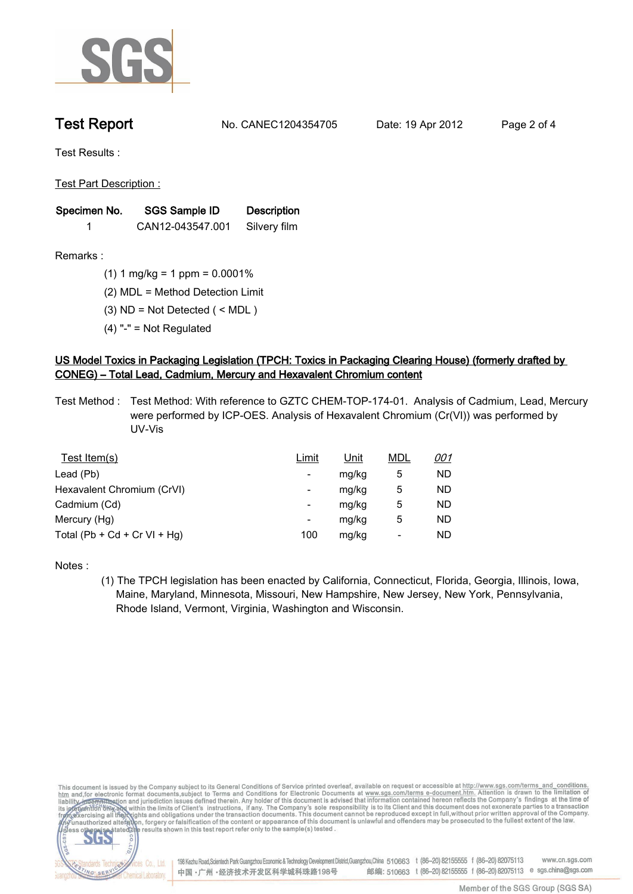Test Report No. CANEC1204354705 Date: 19 Apr 2012

Test Results :

Test Part Description :

| Specimen No. | SGS Sample ID | Description |
|---|---|---|
| 1 | CAN12-043547.001 | Silvery film |

Remarks :

(1) 1 mg/kg = 1 ppm = 0.0001%

(2) MDL = Method Detection Limit

(3) ND = Not Detected ( < MDL )

(4) "-" = Not Regulated

## US Model Toxics in Packaging Legislation (TPCH: Toxics in Packaging Clearing House) (formerly drafted by CONEG) – Total Lead, Cadmium, Mercury and Hexavalent Chromium content

Test Method : Test Method: With reference to GZTC CHEM-TOP-174-01. Analysis of Cadmium, Lead, Mercury were performed by ICP-OES. Analysis of Hexavalent Chromium (Cr(VI)) was performed by UV-Vis

| Test Item(s) | Limit | Unit | MDL | 001 |
|---|---|---|---|---|
| Lead (Pb) | - | mg/kg | 5 | ND |
| Hexavalent Chromium (CrVI) | - | mg/kg | 5 | ND |
| Cadmium (Cd) | - | mg/kg | 5 | ND |
| Mercury (Hg) | - | mg/kg | 5 | ND |
| Total (Pb + Cd + Cr VI + Hg) | 100 | mg/kg | - | ND |

Notes :

(1) The TPCH legislation has been enacted by California, Connecticut, Florida, Georgia, Illinois, Iowa, Maine, Maryland, Minnesota, Missouri, New Hampshire, New Jersey, New York, Pennsylvania, Rhode Island, Vermont, Virginia, Washington and Wisconsin.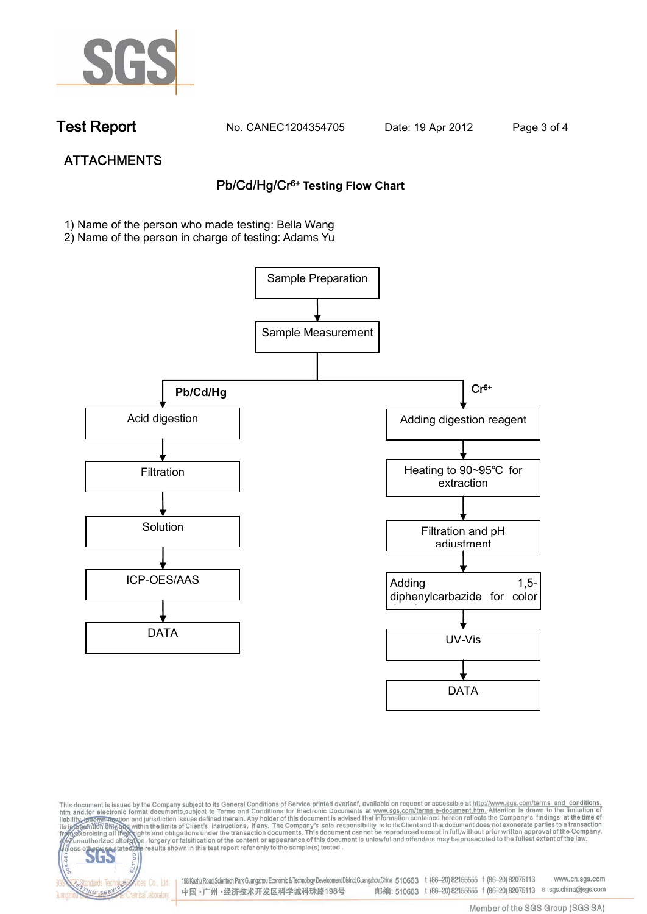## ATTACHMENTS

### Pb/Cd/Hg/$Cr^{6+}$ Testing Flow Chart

1) Name of the person who made testing: Bella Wang
2) Name of the person in charge of testing: Adams Yu

Sample Preparation → Sample Measurement

**Pb/Cd/Hg**

- Acid digestion
- Filtration
- Solution
- ICP-OES/AAS
- DATA

**$Cr^{6+}$**

- Adding digestion reagent
- Heating to 90~95℃ for extraction
- Filtration and pH adjustment
- Adding 1,5-diphenylcarbazide for color
- UV-Vis
- DATA

This document is issued by the Company subject to its General Conditions of Service printed overleaf, available on request or accessible at http://www.sgs.com/terms_and_conditions.htm and,for electronic format documents,subject to Terms and Conditions for Electronic Documents at www.sgs.com/terms_e-document.htm. Attention is drawn to the limitation of liability, indemnification and jurisdiction issues defined therein. Any holder of this document is advised that information contained hereon reflects the Company's findings at the time of its intervention only and within the limits of Client's instructions, if any. The Company's sole responsibility is to its Client and this document does not exonerate parties to a transaction from exercising all their rights and obligations under the transaction documents. This document cannot be reproduced except in full,without prior written approval of the Company. Any unauthorized alteration, forgery or falsification of the content or appearance of this document is unlawful and offenders may be prosecuted to the fullest extent of the law. Unless otherwise stated the results shown in this test report refer only to the sample(s) tested .

198 Kezhu Road,Scientech Park Guangzhou Economic & Technology Development District,Guangzhou,China 510663 t (86–20) 82155555 f (86–20) 82075113 www.cn.sgs.com
中国・广州・经济技术开发区科学城科珠路198号 邮编: 510663 t (86–20) 82155555 f (86–20) 82075113 e sgs.china@sgs.com

Member of the SGS Group (SGS SA)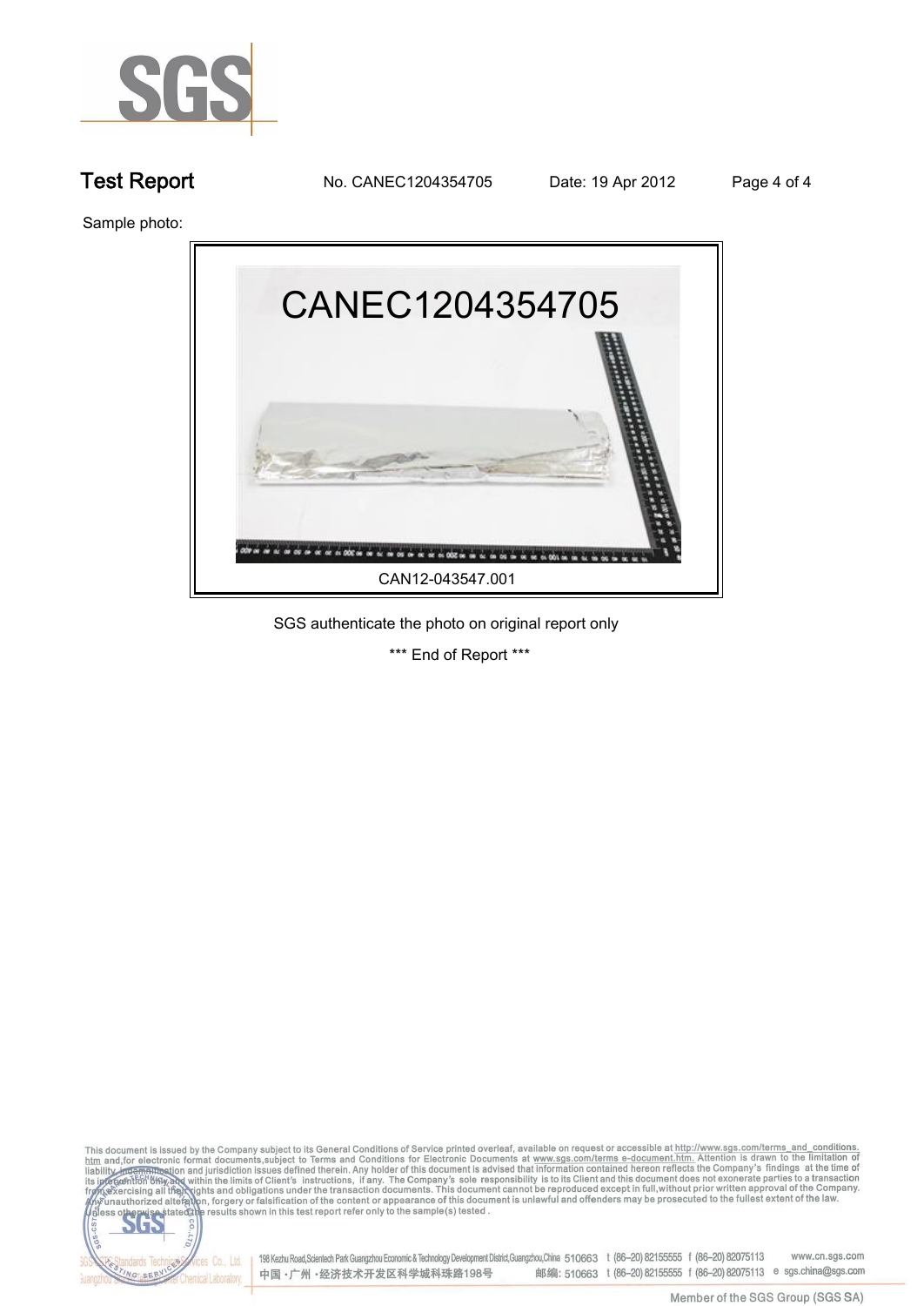Sample photo:

CANEC1204354705

CAN12-043547.001

SGS authenticate the photo on original report only

\*\*\* End of Report \*\*\*